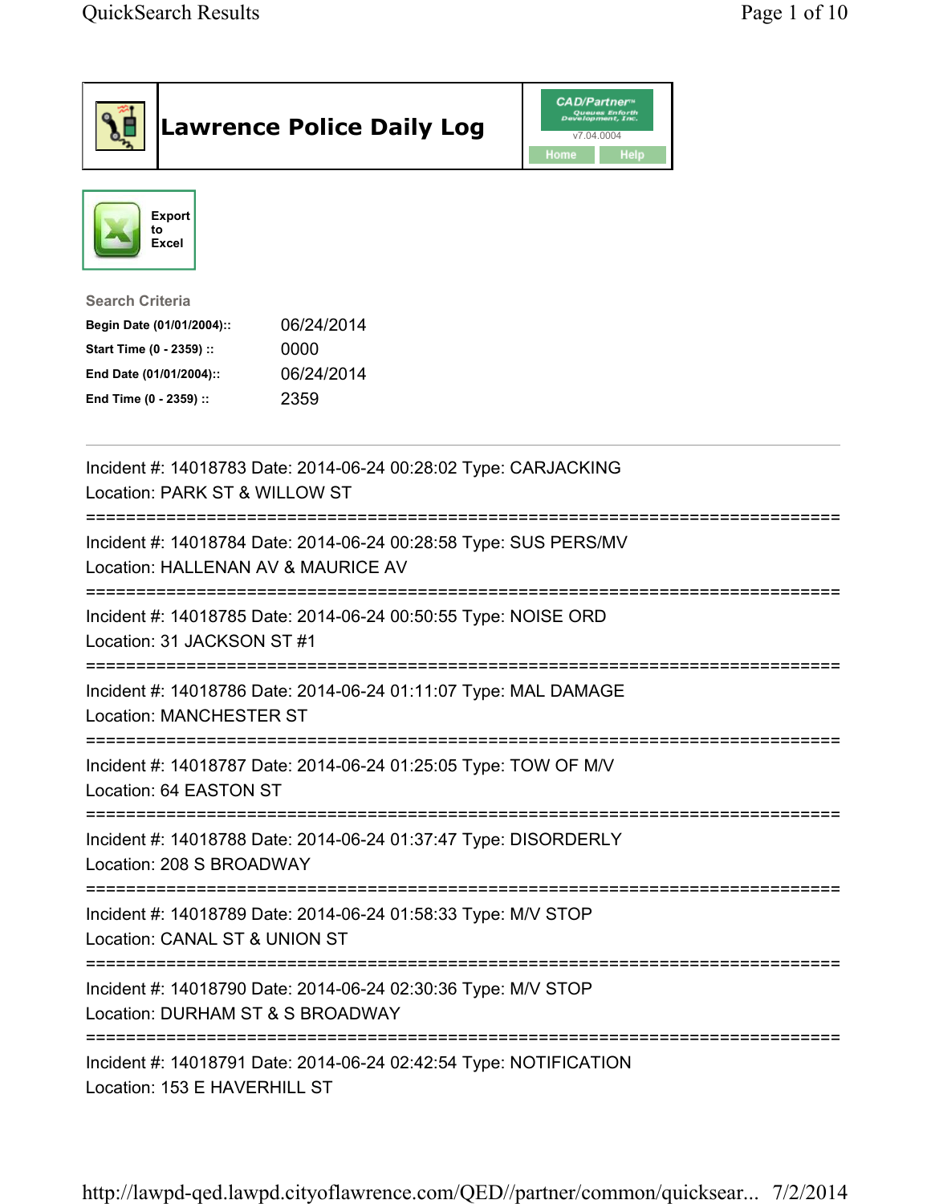# Lawrence Police Daily Log

CAD/Partner™ Queues Enforth Development, Inc.
v7.04.0004
Home Help

Export to Excel

**Search Criteria**

| | |
|---|---|
| **Begin Date (01/01/2004)::** | 06/24/2014 |
| **Start Time (0 - 2359) ::** | 0000 |
| **End Date (01/01/2004)::** | 06/24/2014 |
| **End Time (0 - 2359) ::** | 2359 |

---

Incident #: 14018783 Date: 2014-06-24 00:28:02 Type: CARJACKING
Location: PARK ST & WILLOW ST

===========================================================================

Incident #: 14018784 Date: 2014-06-24 00:28:58 Type: SUS PERS/MV
Location: HALLENAN AV & MAURICE AV

===========================================================================

Incident #: 14018785 Date: 2014-06-24 00:50:55 Type: NOISE ORD
Location: 31 JACKSON ST #1

===========================================================================

Incident #: 14018786 Date: 2014-06-24 01:11:07 Type: MAL DAMAGE
Location: MANCHESTER ST

===========================================================================

Incident #: 14018787 Date: 2014-06-24 01:25:05 Type: TOW OF M/V
Location: 64 EASTON ST

===========================================================================

Incident #: 14018788 Date: 2014-06-24 01:37:47 Type: DISORDERLY
Location: 208 S BROADWAY

===========================================================================

Incident #: 14018789 Date: 2014-06-24 01:58:33 Type: M/V STOP
Location: CANAL ST & UNION ST

===========================================================================

Incident #: 14018790 Date: 2014-06-24 02:30:36 Type: M/V STOP
Location: DURHAM ST & S BROADWAY

===========================================================================

Incident #: 14018791 Date: 2014-06-24 02:42:54 Type: NOTIFICATION
Location: 153 E HAVERHILL ST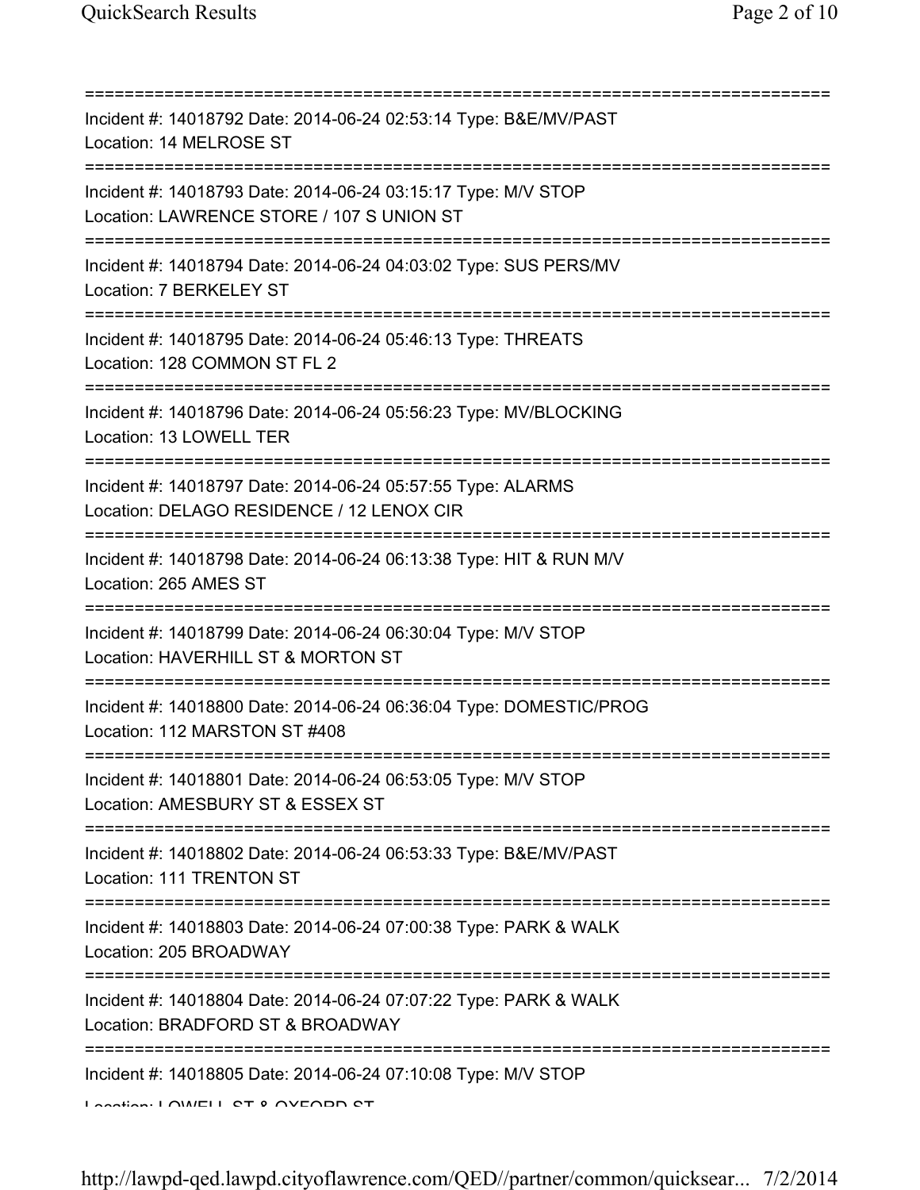===========================================================================
Incident #: 14018792 Date: 2014-06-24 02:53:14 Type: B&E/MV/PAST
Location: 14 MELROSE ST
===========================================================================
Incident #: 14018793 Date: 2014-06-24 03:15:17 Type: M/V STOP
Location: LAWRENCE STORE / 107 S UNION ST
===========================================================================
Incident #: 14018794 Date: 2014-06-24 04:03:02 Type: SUS PERS/MV
Location: 7 BERKELEY ST
===========================================================================
Incident #: 14018795 Date: 2014-06-24 05:46:13 Type: THREATS
Location: 128 COMMON ST FL 2
===========================================================================
Incident #: 14018796 Date: 2014-06-24 05:56:23 Type: MV/BLOCKING
Location: 13 LOWELL TER
===========================================================================
Incident #: 14018797 Date: 2014-06-24 05:57:55 Type: ALARMS
Location: DELAGO RESIDENCE / 12 LENOX CIR
===========================================================================
Incident #: 14018798 Date: 2014-06-24 06:13:38 Type: HIT & RUN M/V
Location: 265 AMES ST
===========================================================================
Incident #: 14018799 Date: 2014-06-24 06:30:04 Type: M/V STOP
Location: HAVERHILL ST & MORTON ST
===========================================================================
Incident #: 14018800 Date: 2014-06-24 06:36:04 Type: DOMESTIC/PROG
Location: 112 MARSTON ST #408
===========================================================================
Incident #: 14018801 Date: 2014-06-24 06:53:05 Type: M/V STOP
Location: AMESBURY ST & ESSEX ST
===========================================================================
Incident #: 14018802 Date: 2014-06-24 06:53:33 Type: B&E/MV/PAST
Location: 111 TRENTON ST
===========================================================================
Incident #: 14018803 Date: 2014-06-24 07:00:38 Type: PARK & WALK
Location: 205 BROADWAY
===========================================================================
Incident #: 14018804 Date: 2014-06-24 07:07:22 Type: PARK & WALK
Location: BRADFORD ST & BROADWAY
===========================================================================
Incident #: 14018805 Date: 2014-06-24 07:10:08 Type: M/V STOP
Location: LOWELL ST & OXFORD ST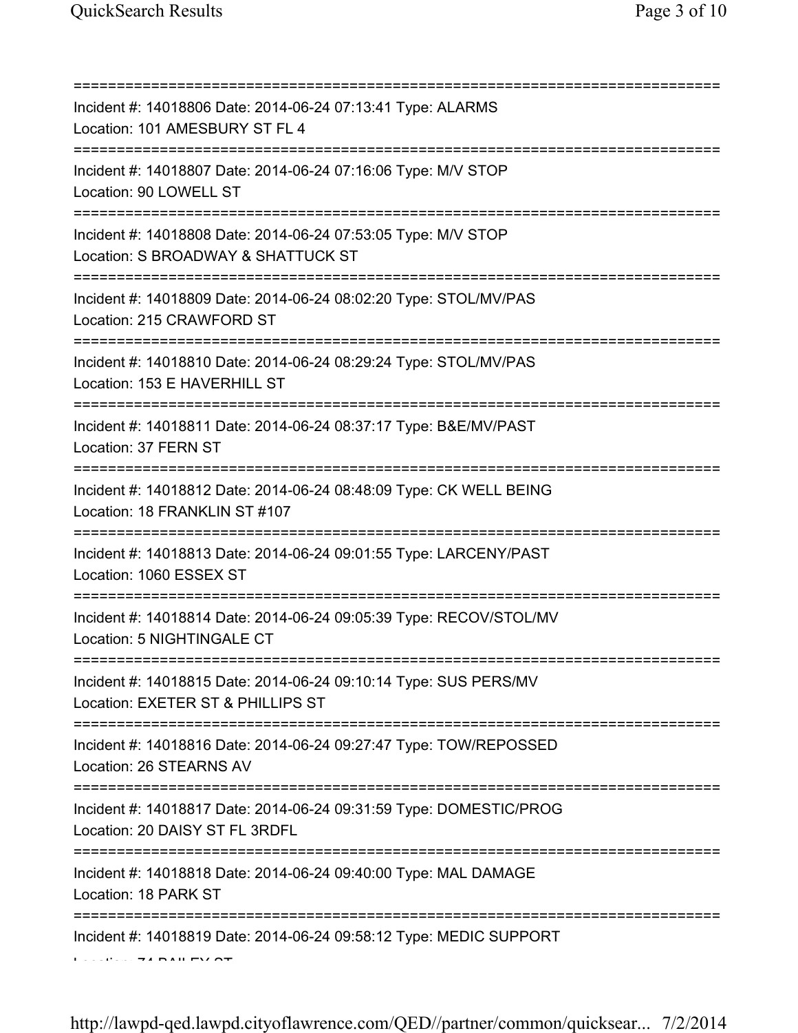===========================================================================
Incident #: 14018806 Date: 2014-06-24 07:13:41 Type: ALARMS
Location: 101 AMESBURY ST FL 4
===========================================================================
Incident #: 14018807 Date: 2014-06-24 07:16:06 Type: M/V STOP
Location: 90 LOWELL ST
===========================================================================
Incident #: 14018808 Date: 2014-06-24 07:53:05 Type: M/V STOP
Location: S BROADWAY & SHATTUCK ST
===========================================================================
Incident #: 14018809 Date: 2014-06-24 08:02:20 Type: STOL/MV/PAS
Location: 215 CRAWFORD ST
===========================================================================
Incident #: 14018810 Date: 2014-06-24 08:29:24 Type: STOL/MV/PAS
Location: 153 E HAVERHILL ST
===========================================================================
Incident #: 14018811 Date: 2014-06-24 08:37:17 Type: B&E/MV/PAST
Location: 37 FERN ST
===========================================================================
Incident #: 14018812 Date: 2014-06-24 08:48:09 Type: CK WELL BEING
Location: 18 FRANKLIN ST #107
===========================================================================
Incident #: 14018813 Date: 2014-06-24 09:01:55 Type: LARCENY/PAST
Location: 1060 ESSEX ST
===========================================================================
Incident #: 14018814 Date: 2014-06-24 09:05:39 Type: RECOV/STOL/MV
Location: 5 NIGHTINGALE CT
===========================================================================
Incident #: 14018815 Date: 2014-06-24 09:10:14 Type: SUS PERS/MV
Location: EXETER ST & PHILLIPS ST
===========================================================================
Incident #: 14018816 Date: 2014-06-24 09:27:47 Type: TOW/REPOSSED
Location: 26 STEARNS AV
===========================================================================
Incident #: 14018817 Date: 2014-06-24 09:31:59 Type: DOMESTIC/PROG
Location: 20 DAISY ST FL 3RDFL
===========================================================================
Incident #: 14018818 Date: 2014-06-24 09:40:00 Type: MAL DAMAGE
Location: 18 PARK ST
===========================================================================
Incident #: 14018819 Date: 2014-06-24 09:58:12 Type: MEDIC SUPPORT
Location: 74 BAILEY ST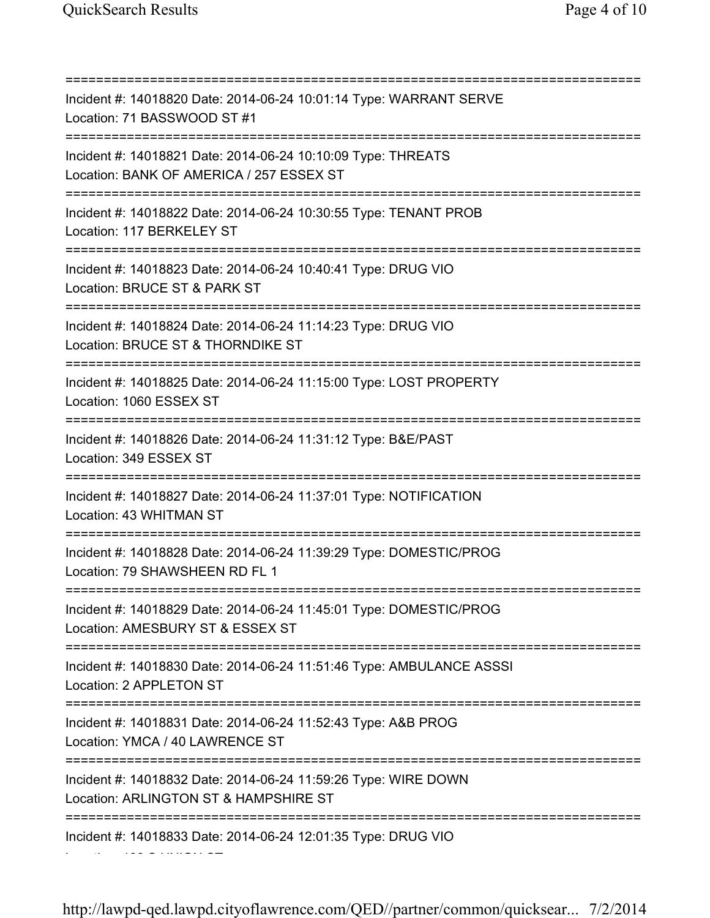===========================================================================

Incident #: 14018820 Date: 2014-06-24 10:01:14 Type: WARRANT SERVE
Location: 71 BASSWOOD ST #1

===========================================================================

Incident #: 14018821 Date: 2014-06-24 10:10:09 Type: THREATS
Location: BANK OF AMERICA / 257 ESSEX ST

===========================================================================

Incident #: 14018822 Date: 2014-06-24 10:30:55 Type: TENANT PROB
Location: 117 BERKELEY ST

===========================================================================

Incident #: 14018823 Date: 2014-06-24 10:40:41 Type: DRUG VIO
Location: BRUCE ST & PARK ST

===========================================================================

Incident #: 14018824 Date: 2014-06-24 11:14:23 Type: DRUG VIO
Location: BRUCE ST & THORNDIKE ST

===========================================================================

Incident #: 14018825 Date: 2014-06-24 11:15:00 Type: LOST PROPERTY
Location: 1060 ESSEX ST

===========================================================================

Incident #: 14018826 Date: 2014-06-24 11:31:12 Type: B&E/PAST
Location: 349 ESSEX ST

===========================================================================

Incident #: 14018827 Date: 2014-06-24 11:37:01 Type: NOTIFICATION
Location: 43 WHITMAN ST

===========================================================================

Incident #: 14018828 Date: 2014-06-24 11:39:29 Type: DOMESTIC/PROG
Location: 79 SHAWSHEEN RD FL 1

===========================================================================

Incident #: 14018829 Date: 2014-06-24 11:45:01 Type: DOMESTIC/PROG
Location: AMESBURY ST & ESSEX ST

===========================================================================

Incident #: 14018830 Date: 2014-06-24 11:51:46 Type: AMBULANCE ASSSI
Location: 2 APPLETON ST

===========================================================================

Incident #: 14018831 Date: 2014-06-24 11:52:43 Type: A&B PROG
Location: YMCA / 40 LAWRENCE ST

===========================================================================

Incident #: 14018832 Date: 2014-06-24 11:59:26 Type: WIRE DOWN
Location: ARLINGTON ST & HAMPSHIRE ST

===========================================================================

Incident #: 14018833 Date: 2014-06-24 12:01:35 Type: DRUG VIO
Location: 126 S UNION ST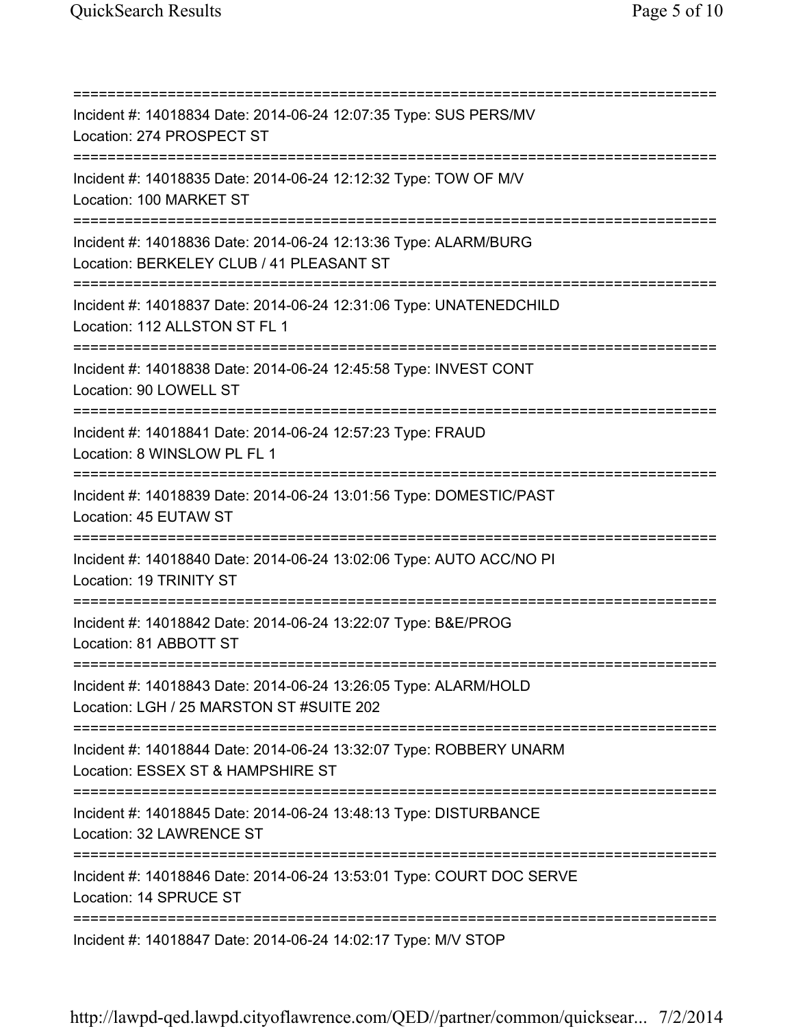===========================================================================
Incident #: 14018834 Date: 2014-06-24 12:07:35 Type: SUS PERS/MV
Location: 274 PROSPECT ST
===========================================================================
Incident #: 14018835 Date: 2014-06-24 12:12:32 Type: TOW OF M/V
Location: 100 MARKET ST
===========================================================================
Incident #: 14018836 Date: 2014-06-24 12:13:36 Type: ALARM/BURG
Location: BERKELEY CLUB / 41 PLEASANT ST
===========================================================================
Incident #: 14018837 Date: 2014-06-24 12:31:06 Type: UNATENEDCHILD
Location: 112 ALLSTON ST FL 1
===========================================================================
Incident #: 14018838 Date: 2014-06-24 12:45:58 Type: INVEST CONT
Location: 90 LOWELL ST
===========================================================================
Incident #: 14018841 Date: 2014-06-24 12:57:23 Type: FRAUD
Location: 8 WINSLOW PL FL 1
===========================================================================
Incident #: 14018839 Date: 2014-06-24 13:01:56 Type: DOMESTIC/PAST
Location: 45 EUTAW ST
===========================================================================
Incident #: 14018840 Date: 2014-06-24 13:02:06 Type: AUTO ACC/NO PI
Location: 19 TRINITY ST
===========================================================================
Incident #: 14018842 Date: 2014-06-24 13:22:07 Type: B&E/PROG
Location: 81 ABBOTT ST
===========================================================================
Incident #: 14018843 Date: 2014-06-24 13:26:05 Type: ALARM/HOLD
Location: LGH / 25 MARSTON ST #SUITE 202
===========================================================================
Incident #: 14018844 Date: 2014-06-24 13:32:07 Type: ROBBERY UNARM
Location: ESSEX ST & HAMPSHIRE ST
===========================================================================
Incident #: 14018845 Date: 2014-06-24 13:48:13 Type: DISTURBANCE
Location: 32 LAWRENCE ST
===========================================================================
Incident #: 14018846 Date: 2014-06-24 13:53:01 Type: COURT DOC SERVE
Location: 14 SPRUCE ST
===========================================================================
Incident #: 14018847 Date: 2014-06-24 14:02:17 Type: M/V STOP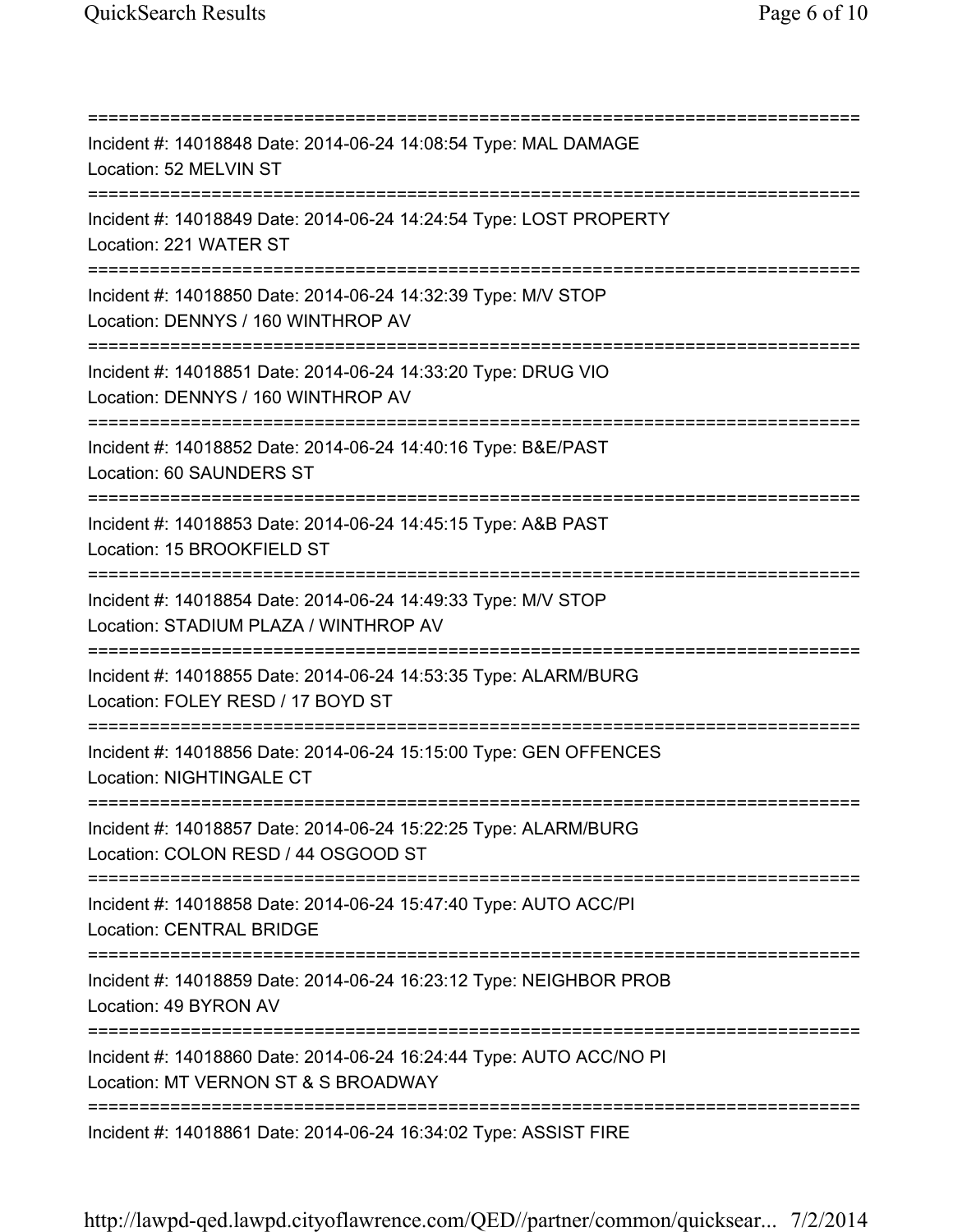===========================================================================

Incident #: 14018848 Date: 2014-06-24 14:08:54 Type: MAL DAMAGE
Location: 52 MELVIN ST

===========================================================================

Incident #: 14018849 Date: 2014-06-24 14:24:54 Type: LOST PROPERTY
Location: 221 WATER ST

===========================================================================

Incident #: 14018850 Date: 2014-06-24 14:32:39 Type: M/V STOP
Location: DENNYS / 160 WINTHROP AV

===========================================================================

Incident #: 14018851 Date: 2014-06-24 14:33:20 Type: DRUG VIO
Location: DENNYS / 160 WINTHROP AV

===========================================================================

Incident #: 14018852 Date: 2014-06-24 14:40:16 Type: B&E/PAST
Location: 60 SAUNDERS ST

===========================================================================

Incident #: 14018853 Date: 2014-06-24 14:45:15 Type: A&B PAST
Location: 15 BROOKFIELD ST

===========================================================================

Incident #: 14018854 Date: 2014-06-24 14:49:33 Type: M/V STOP
Location: STADIUM PLAZA / WINTHROP AV

===========================================================================

Incident #: 14018855 Date: 2014-06-24 14:53:35 Type: ALARM/BURG
Location: FOLEY RESD / 17 BOYD ST

===========================================================================

Incident #: 14018856 Date: 2014-06-24 15:15:00 Type: GEN OFFENCES
Location: NIGHTINGALE CT

===========================================================================

Incident #: 14018857 Date: 2014-06-24 15:22:25 Type: ALARM/BURG
Location: COLON RESD / 44 OSGOOD ST

===========================================================================

Incident #: 14018858 Date: 2014-06-24 15:47:40 Type: AUTO ACC/PI
Location: CENTRAL BRIDGE

===========================================================================

Incident #: 14018859 Date: 2014-06-24 16:23:12 Type: NEIGHBOR PROB
Location: 49 BYRON AV

===========================================================================

Incident #: 14018860 Date: 2014-06-24 16:24:44 Type: AUTO ACC/NO PI
Location: MT VERNON ST & S BROADWAY

===========================================================================

Incident #: 14018861 Date: 2014-06-24 16:34:02 Type: ASSIST FIRE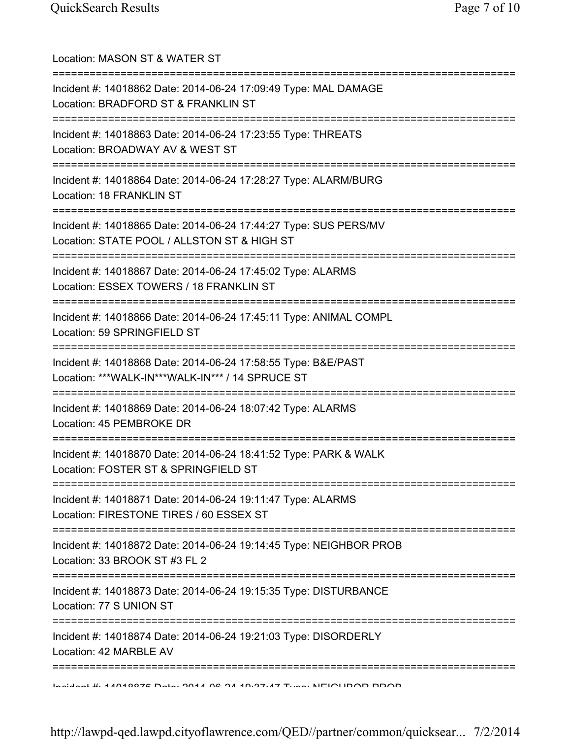Location: MASON ST & WATER ST

===========================================================================

Incident #: 14018862 Date: 2014-06-24 17:09:49 Type: MAL DAMAGE
Location: BRADFORD ST & FRANKLIN ST

===========================================================================

Incident #: 14018863 Date: 2014-06-24 17:23:55 Type: THREATS
Location: BROADWAY AV & WEST ST

===========================================================================

Incident #: 14018864 Date: 2014-06-24 17:28:27 Type: ALARM/BURG
Location: 18 FRANKLIN ST

===========================================================================

Incident #: 14018865 Date: 2014-06-24 17:44:27 Type: SUS PERS/MV
Location: STATE POOL / ALLSTON ST & HIGH ST

===========================================================================

Incident #: 14018867 Date: 2014-06-24 17:45:02 Type: ALARMS
Location: ESSEX TOWERS / 18 FRANKLIN ST

===========================================================================

Incident #: 14018866 Date: 2014-06-24 17:45:11 Type: ANIMAL COMPL
Location: 59 SPRINGFIELD ST

===========================================================================

Incident #: 14018868 Date: 2014-06-24 17:58:55 Type: B&E/PAST
Location: ***WALK-IN***WALK-IN*** / 14 SPRUCE ST

===========================================================================

Incident #: 14018869 Date: 2014-06-24 18:07:42 Type: ALARMS
Location: 45 PEMBROKE DR

===========================================================================

Incident #: 14018870 Date: 2014-06-24 18:41:52 Type: PARK & WALK
Location: FOSTER ST & SPRINGFIELD ST

===========================================================================

Incident #: 14018871 Date: 2014-06-24 19:11:47 Type: ALARMS
Location: FIRESTONE TIRES / 60 ESSEX ST

===========================================================================

Incident #: 14018872 Date: 2014-06-24 19:14:45 Type: NEIGHBOR PROB
Location: 33 BROOK ST #3 FL 2

===========================================================================

Incident #: 14018873 Date: 2014-06-24 19:15:35 Type: DISTURBANCE
Location: 77 S UNION ST

===========================================================================

Incident #: 14018874 Date: 2014-06-24 19:21:03 Type: DISORDERLY
Location: 42 MARBLE AV

===========================================================================

Incident #: 14018875 Date: 2014-06-24 19:37:47 Type: NEIGHBOR PROB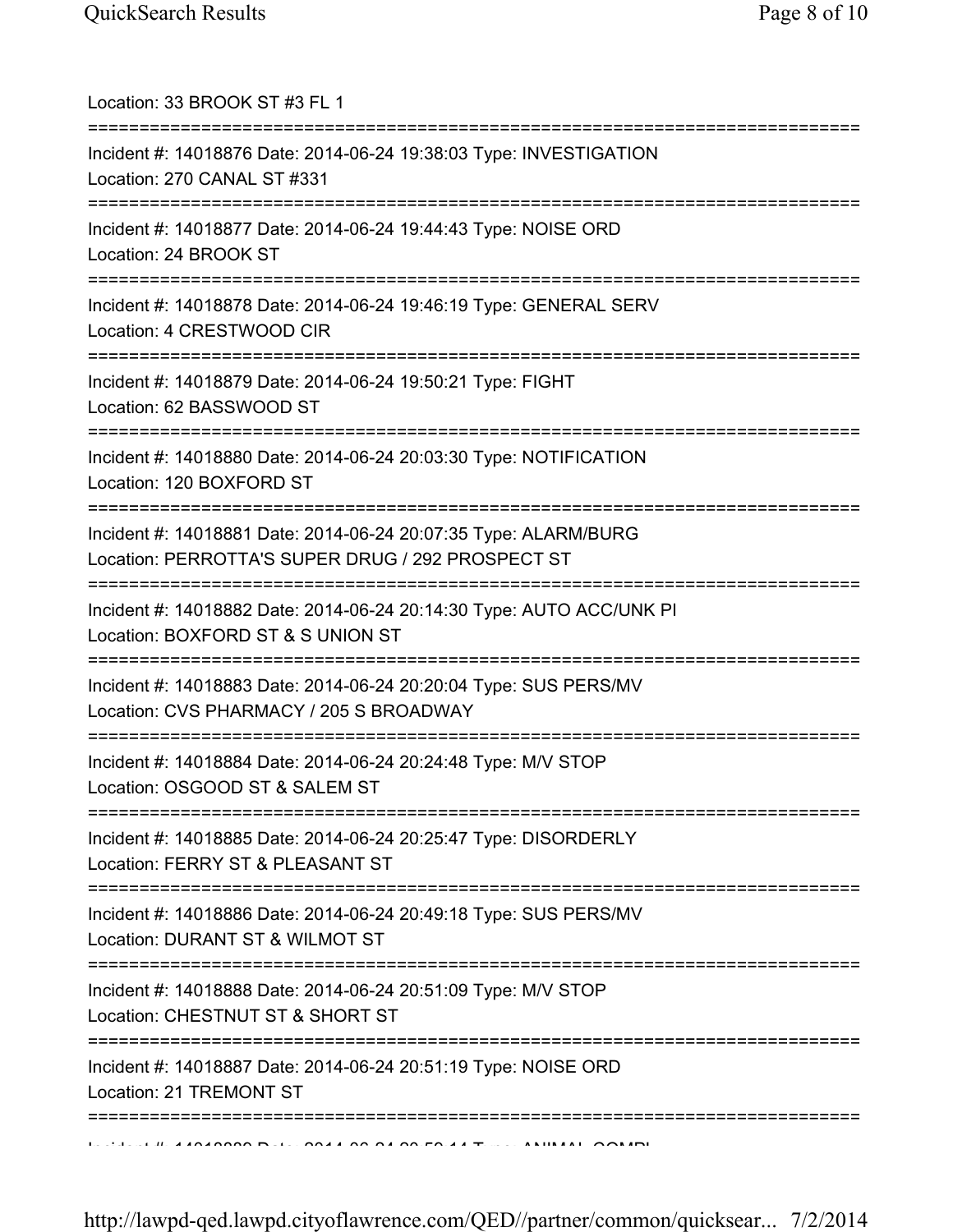Location: 33 BROOK ST #3 FL 1

===========================================================================

Incident #: 14018876 Date: 2014-06-24 19:38:03 Type: INVESTIGATION
Location: 270 CANAL ST #331

===========================================================================

Incident #: 14018877 Date: 2014-06-24 19:44:43 Type: NOISE ORD
Location: 24 BROOK ST

===========================================================================

Incident #: 14018878 Date: 2014-06-24 19:46:19 Type: GENERAL SERV
Location: 4 CRESTWOOD CIR

===========================================================================

Incident #: 14018879 Date: 2014-06-24 19:50:21 Type: FIGHT
Location: 62 BASSWOOD ST

===========================================================================

Incident #: 14018880 Date: 2014-06-24 20:03:30 Type: NOTIFICATION
Location: 120 BOXFORD ST

===========================================================================

Incident #: 14018881 Date: 2014-06-24 20:07:35 Type: ALARM/BURG
Location: PERROTTA'S SUPER DRUG / 292 PROSPECT ST

===========================================================================

Incident #: 14018882 Date: 2014-06-24 20:14:30 Type: AUTO ACC/UNK PI
Location: BOXFORD ST & S UNION ST

===========================================================================

Incident #: 14018883 Date: 2014-06-24 20:20:04 Type: SUS PERS/MV
Location: CVS PHARMACY / 205 S BROADWAY

===========================================================================

Incident #: 14018884 Date: 2014-06-24 20:24:48 Type: M/V STOP
Location: OSGOOD ST & SALEM ST

===========================================================================

Incident #: 14018885 Date: 2014-06-24 20:25:47 Type: DISORDERLY
Location: FERRY ST & PLEASANT ST

===========================================================================

Incident #: 14018886 Date: 2014-06-24 20:49:18 Type: SUS PERS/MV
Location: DURANT ST & WILMOT ST

===========================================================================

Incident #: 14018888 Date: 2014-06-24 20:51:09 Type: M/V STOP
Location: CHESTNUT ST & SHORT ST

===========================================================================

Incident #: 14018887 Date: 2014-06-24 20:51:19 Type: NOISE ORD
Location: 21 TREMONT ST

===========================================================================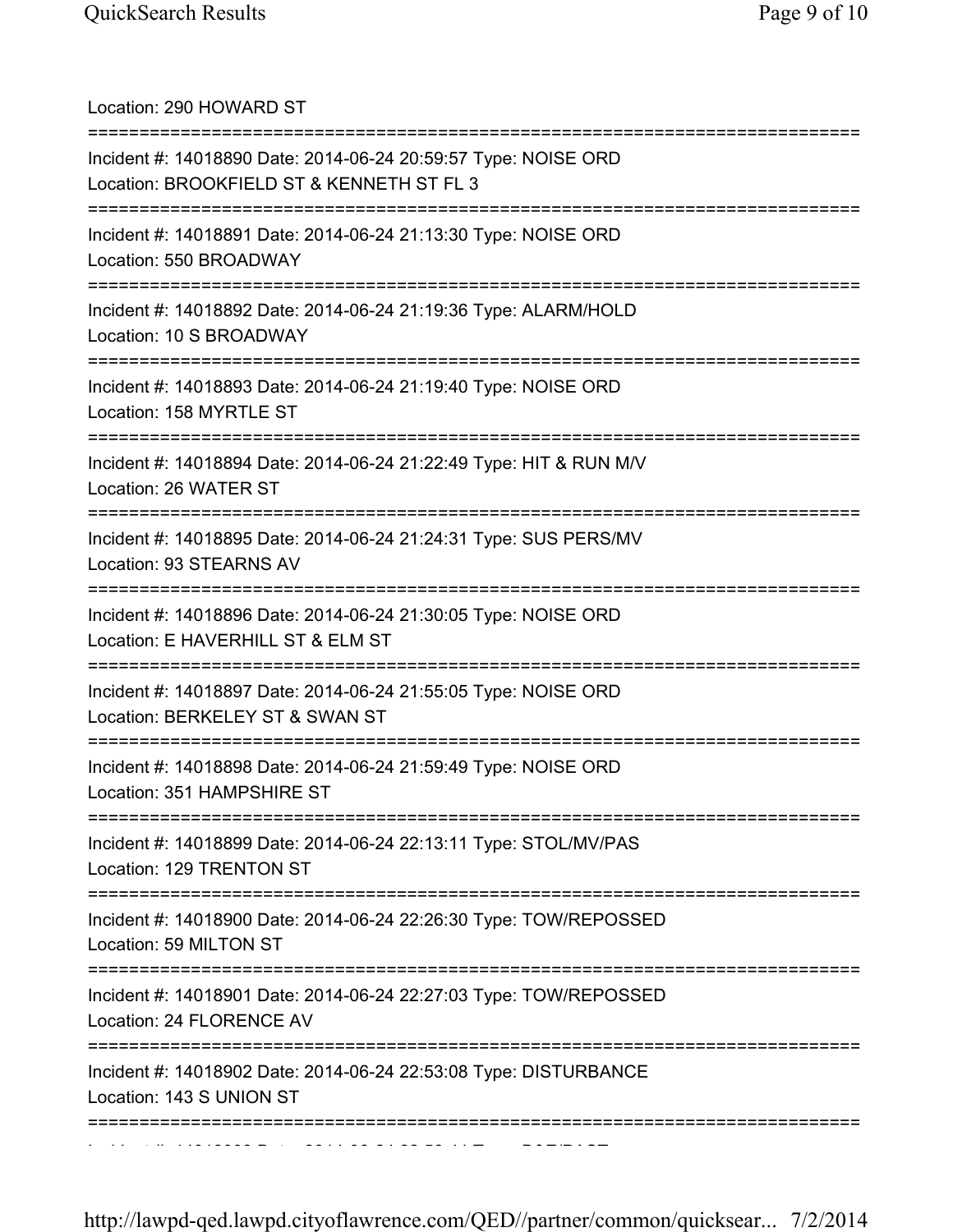Location: 290 HOWARD ST

===========================================================================

Incident #: 14018890 Date: 2014-06-24 20:59:57 Type: NOISE ORD
Location: BROOKFIELD ST & KENNETH ST FL 3

===========================================================================

Incident #: 14018891 Date: 2014-06-24 21:13:30 Type: NOISE ORD
Location: 550 BROADWAY

===========================================================================

Incident #: 14018892 Date: 2014-06-24 21:19:36 Type: ALARM/HOLD
Location: 10 S BROADWAY

===========================================================================

Incident #: 14018893 Date: 2014-06-24 21:19:40 Type: NOISE ORD
Location: 158 MYRTLE ST

===========================================================================

Incident #: 14018894 Date: 2014-06-24 21:22:49 Type: HIT & RUN M/V
Location: 26 WATER ST

===========================================================================

Incident #: 14018895 Date: 2014-06-24 21:24:31 Type: SUS PERS/MV
Location: 93 STEARNS AV

===========================================================================

Incident #: 14018896 Date: 2014-06-24 21:30:05 Type: NOISE ORD
Location: E HAVERHILL ST & ELM ST

===========================================================================

Incident #: 14018897 Date: 2014-06-24 21:55:05 Type: NOISE ORD
Location: BERKELEY ST & SWAN ST

===========================================================================

Incident #: 14018898 Date: 2014-06-24 21:59:49 Type: NOISE ORD
Location: 351 HAMPSHIRE ST

===========================================================================

Incident #: 14018899 Date: 2014-06-24 22:13:11 Type: STOL/MV/PAS
Location: 129 TRENTON ST

===========================================================================

Incident #: 14018900 Date: 2014-06-24 22:26:30 Type: TOW/REPOSSED
Location: 59 MILTON ST

===========================================================================

Incident #: 14018901 Date: 2014-06-24 22:27:03 Type: TOW/REPOSSED
Location: 24 FLORENCE AV

===========================================================================

Incident #: 14018902 Date: 2014-06-24 22:53:08 Type: DISTURBANCE
Location: 143 S UNION ST

===========================================================================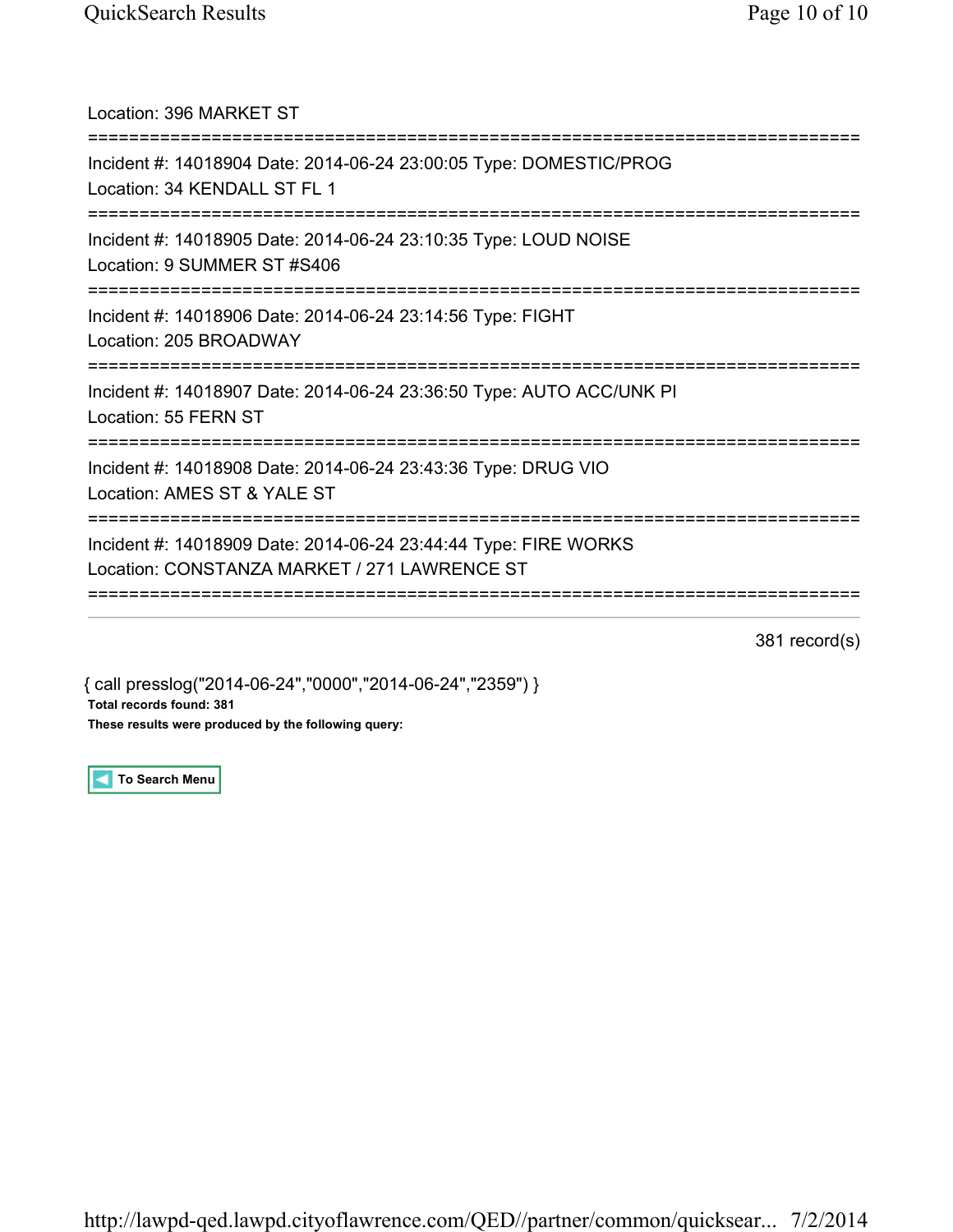Location: 396 MARKET ST

===========================================================================

Incident #: 14018904 Date: 2014-06-24 23:00:05 Type: DOMESTIC/PROG

Location: 34 KENDALL ST FL 1

===========================================================================

Incident #: 14018905 Date: 2014-06-24 23:10:35 Type: LOUD NOISE

Location: 9 SUMMER ST #S406

===========================================================================

Incident #: 14018906 Date: 2014-06-24 23:14:56 Type: FIGHT

Location: 205 BROADWAY

===========================================================================

Incident #: 14018907 Date: 2014-06-24 23:36:50 Type: AUTO ACC/UNK PI

Location: 55 FERN ST

===========================================================================

Incident #: 14018908 Date: 2014-06-24 23:43:36 Type: DRUG VIO

Location: AMES ST & YALE ST

===========================================================================

Incident #: 14018909 Date: 2014-06-24 23:44:44 Type: FIRE WORKS

Location: CONSTANZA MARKET / 271 LAWRENCE ST

===========================================================================

381 record(s)

{ call presslog("2014-06-24","0000","2014-06-24","2359") }

**Total records found: 381**

**These results were produced by the following query:**

To Search Menu